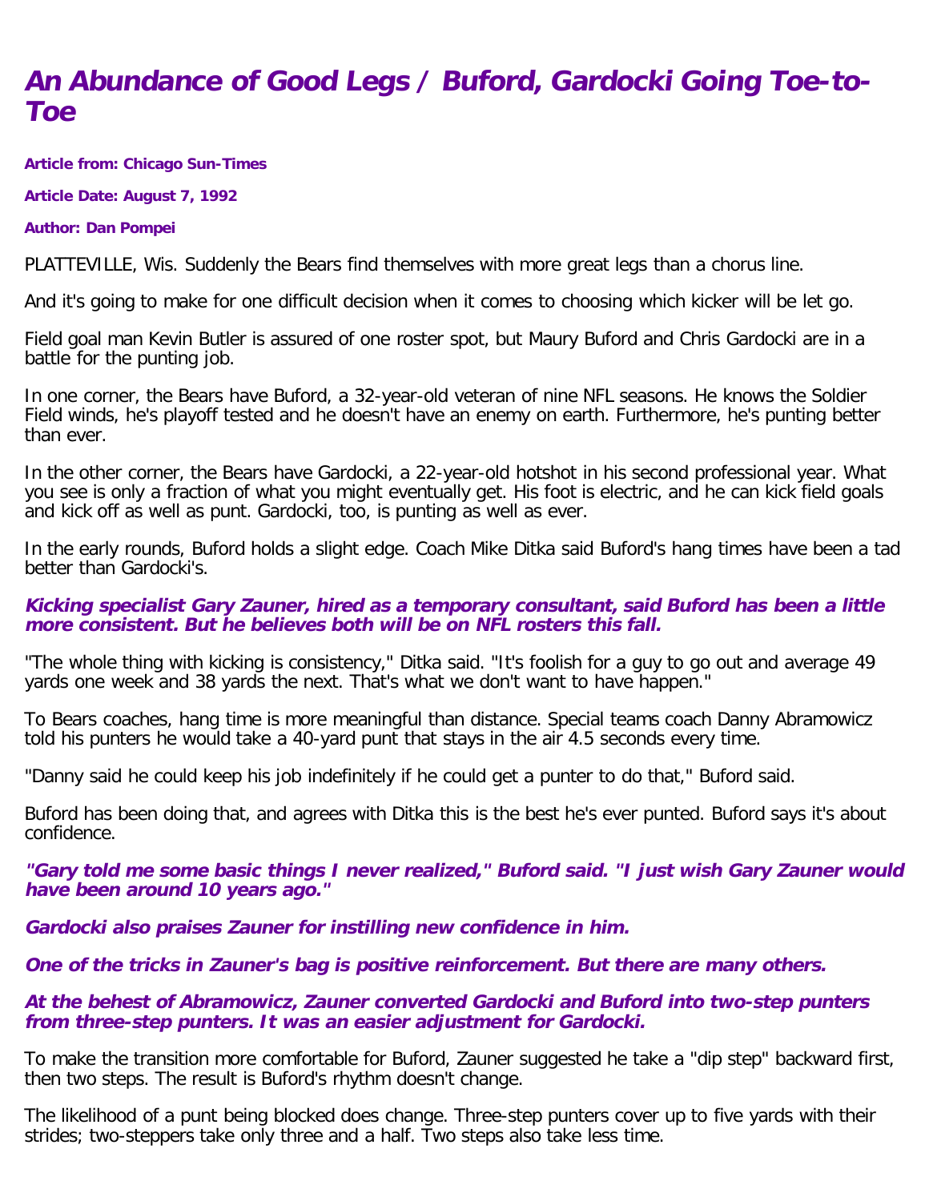# *An Abundance of Good Legs / Buford, Gardocki Going Toe-to-Toe*

**Article from: Chicago Sun-Times**

**Article Date: August 7, 1992**

**Author: Dan Pompei**

PLATTEVILLE, Wis. Suddenly the Bears find themselves with more great legs than a chorus line.

And it's going to make for one difficult decision when it comes to choosing which kicker will be let go.

Field goal man Kevin Butler is assured of one roster spot, but Maury Buford and Chris Gardocki are in a battle for the punting job.

In one corner, the Bears have Buford, a 32-year-old veteran of nine NFL seasons. He knows the Soldier Field winds, he's playoff tested and he doesn't have an enemy on earth. Furthermore, he's punting better than ever.

In the other corner, the Bears have Gardocki, a 22-year-old hotshot in his second professional year. What you see is only a fraction of what you might eventually get. His foot is electric, and he can kick field goals and kick off as well as punt. Gardocki, too, is punting as well as ever.

In the early rounds, Buford holds a slight edge. Coach Mike Ditka said Buford's hang times have been a tad better than Gardocki's.

***Kicking specialist Gary Zauner, hired as a temporary consultant, said Buford has been a little more consistent. But he believes both will be on NFL rosters this fall.***

"The whole thing with kicking is consistency," Ditka said. "It's foolish for a guy to go out and average 49 yards one week and 38 yards the next. That's what we don't want to have happen."

To Bears coaches, hang time is more meaningful than distance. Special teams coach Danny Abramowicz told his punters he would take a 40-yard punt that stays in the air 4.5 seconds every time.

"Danny said he could keep his job indefinitely if he could get a punter to do that," Buford said.

Buford has been doing that, and agrees with Ditka this is the best he's ever punted. Buford says it's about confidence.

***"Gary told me some basic things I never realized," Buford said. "I just wish Gary Zauner would have been around 10 years ago."***

***Gardocki also praises Zauner for instilling new confidence in him.***

***One of the tricks in Zauner's bag is positive reinforcement. But there are many others.***

***At the behest of Abramowicz, Zauner converted Gardocki and Buford into two-step punters from three-step punters. It was an easier adjustment for Gardocki.***

To make the transition more comfortable for Buford, Zauner suggested he take a "dip step" backward first, then two steps. The result is Buford's rhythm doesn't change.

The likelihood of a punt being blocked does change. Three-step punters cover up to five yards with their strides; two-steppers take only three and a half. Two steps also take less time.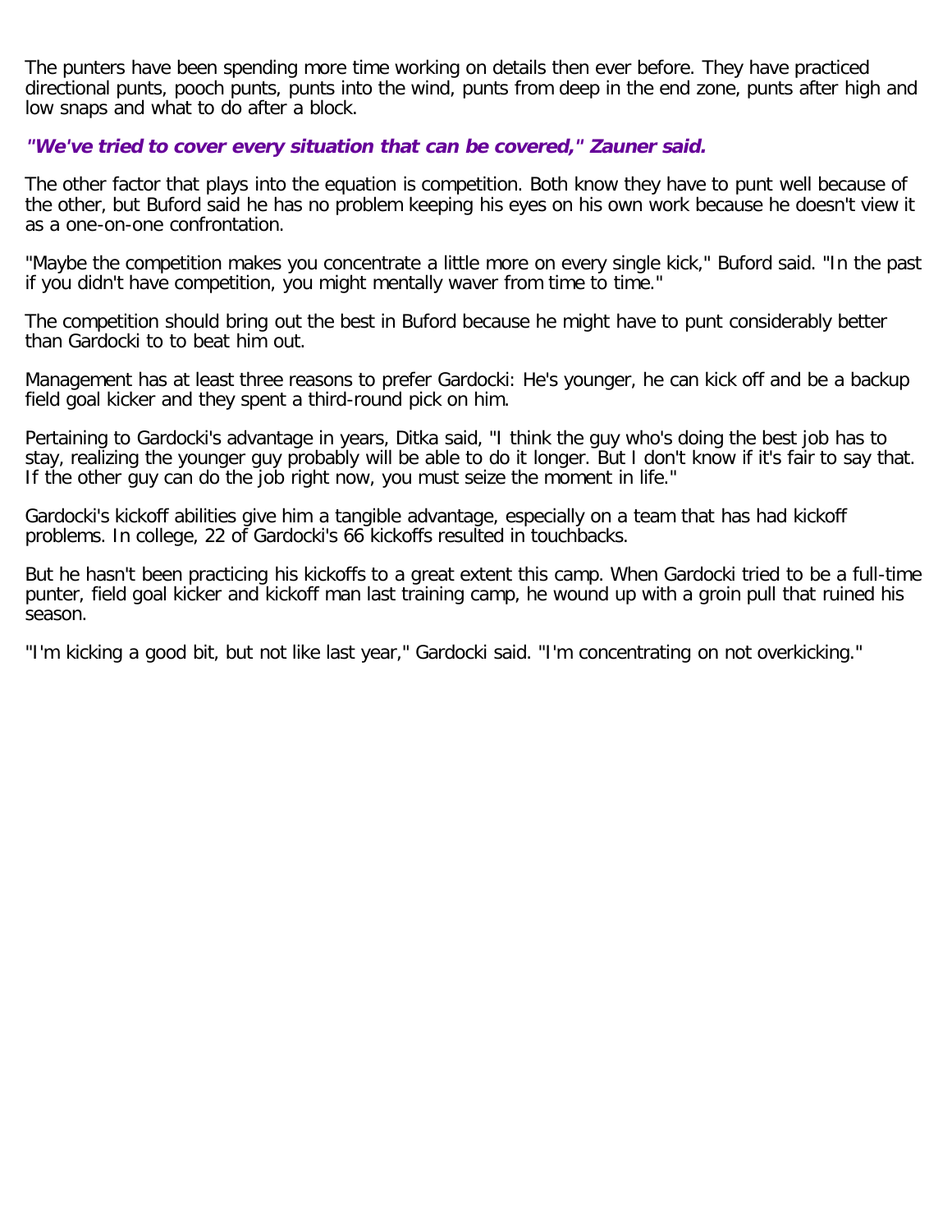The punters have been spending more time working on details then ever before. They have practiced directional punts, pooch punts, punts into the wind, punts from deep in the end zone, punts after high and low snaps and what to do after a block.

***"We've tried to cover every situation that can be covered," Zauner said.***

The other factor that plays into the equation is competition. Both know they have to punt well because of the other, but Buford said he has no problem keeping his eyes on his own work because he doesn't view it as a one-on-one confrontation.

"Maybe the competition makes you concentrate a little more on every single kick," Buford said. "In the past if you didn't have competition, you might mentally waver from time to time."

The competition should bring out the best in Buford because he might have to punt considerably better than Gardocki to to beat him out.

Management has at least three reasons to prefer Gardocki: He's younger, he can kick off and be a backup field goal kicker and they spent a third-round pick on him.

Pertaining to Gardocki's advantage in years, Ditka said, "I think the guy who's doing the best job has to stay, realizing the younger guy probably will be able to do it longer. But I don't know if it's fair to say that. If the other guy can do the job right now, you must seize the moment in life."

Gardocki's kickoff abilities give him a tangible advantage, especially on a team that has had kickoff problems. In college, 22 of Gardocki's 66 kickoffs resulted in touchbacks.

But he hasn't been practicing his kickoffs to a great extent this camp. When Gardocki tried to be a full-time punter, field goal kicker and kickoff man last training camp, he wound up with a groin pull that ruined his season.

"I'm kicking a good bit, but not like last year," Gardocki said. "I'm concentrating on not overkicking."